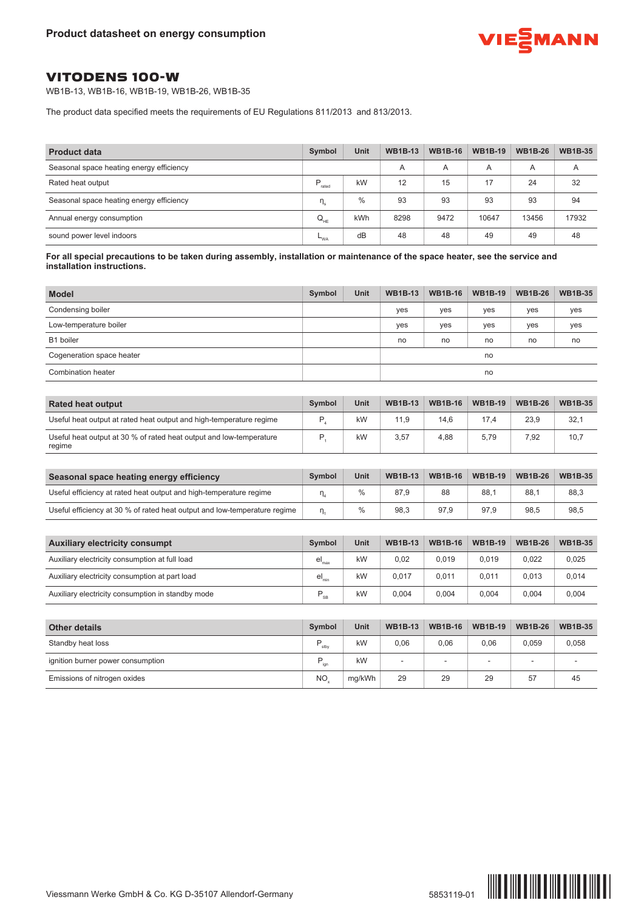Product datasheet on energy consumption

# VITODENS 100-W

WB1B-13, WB1B-16, WB1B-19, WB1B-26, WB1B-35

The product data specified meets the requirements of EU Regulations 811/2013 and 813/2013.

| Product data | Symbol | Unit | WB1B-13 | WB1B-16 | WB1B-19 | WB1B-26 | WB1B-35 |
|---|---|---|---|---|---|---|---|
| Seasonal space heating energy efficiency | | | A | A | A | A | A |
| Rated heat output | $P_{rated}$ | kW | 12 | 15 | 17 | 24 | 32 |
| Seasonal space heating energy efficiency | $\eta_s$ | % | 93 | 93 | 93 | 93 | 94 |
| Annual energy consumption | $Q_{HE}$ | kWh | 8298 | 9472 | 10647 | 13456 | 17932 |
| sound power level indoors | $L_{WA}$ | dB | 48 | 48 | 49 | 49 | 48 |

**For all special precautions to be taken during assembly, installation or maintenance of the space heater, see the service and installation instructions.**

| Model | Symbol | Unit | WB1B-13 | WB1B-16 | WB1B-19 | WB1B-26 | WB1B-35 |
|---|---|---|---|---|---|---|---|
| Condensing boiler | | | yes | yes | yes | yes | yes |
| Low-temperature boiler | | | yes | yes | yes | yes | yes |
| B1 boiler | | | no | no | no | no | no |
| Cogeneration space heater | | | no | | | | |
| Combination heater | | | no | | | | |

| Rated heat output | Symbol | Unit | WB1B-13 | WB1B-16 | WB1B-19 | WB1B-26 | WB1B-35 |
|---|---|---|---|---|---|---|---|
| Useful heat output at rated heat output and high-temperature regime | $P_4$ | kW | 11,9 | 14,6 | 17,4 | 23,9 | 32,1 |
| Useful heat output at 30 % of rated heat output and low-temperature regime | $P_1$ | kW | 3,57 | 4,88 | 5,79 | 7,92 | 10,7 |

| Seasonal space heating energy efficiency | Symbol | Unit | WB1B-13 | WB1B-16 | WB1B-19 | WB1B-26 | WB1B-35 |
|---|---|---|---|---|---|---|---|
| Useful efficiency at rated heat output and high-temperature regime | $\eta_4$ | % | 87,9 | 88 | 88,1 | 88,1 | 88,3 |
| Useful efficiency at 30 % of rated heat output and low-temperature regime | $\eta_1$ | % | 98,3 | 97,9 | 97,9 | 98,5 | 98,5 |

| Auxiliary electricity consumpt | Symbol | Unit | WB1B-13 | WB1B-16 | WB1B-19 | WB1B-26 | WB1B-35 |
|---|---|---|---|---|---|---|---|
| Auxiliary electricity consumption at full load | $el_{max}$ | kW | 0,02 | 0,019 | 0,019 | 0,022 | 0,025 |
| Auxiliary electricity consumption at part load | $el_{min}$ | kW | 0,017 | 0,011 | 0,011 | 0,013 | 0,014 |
| Auxiliary electricity consumption in standby mode | $P_{SB}$ | kW | 0,004 | 0,004 | 0,004 | 0,004 | 0,004 |

| Other details | Symbol | Unit | WB1B-13 | WB1B-16 | WB1B-19 | WB1B-26 | WB1B-35 |
|---|---|---|---|---|---|---|---|
| Standby heat loss | $P_{stby}$ | kW | 0,06 | 0,06 | 0,06 | 0,059 | 0,058 |
| ignition burner power consumption | $P_{ign}$ | kW | - | - | - | - | - |
| Emissions of nitrogen oxides | $NO_x$ | mg/kWh | 29 | 29 | 29 | 57 | 45 |

Viessmann Werke GmbH & Co. KG D-35107 Allendorf-Germany

5853119-01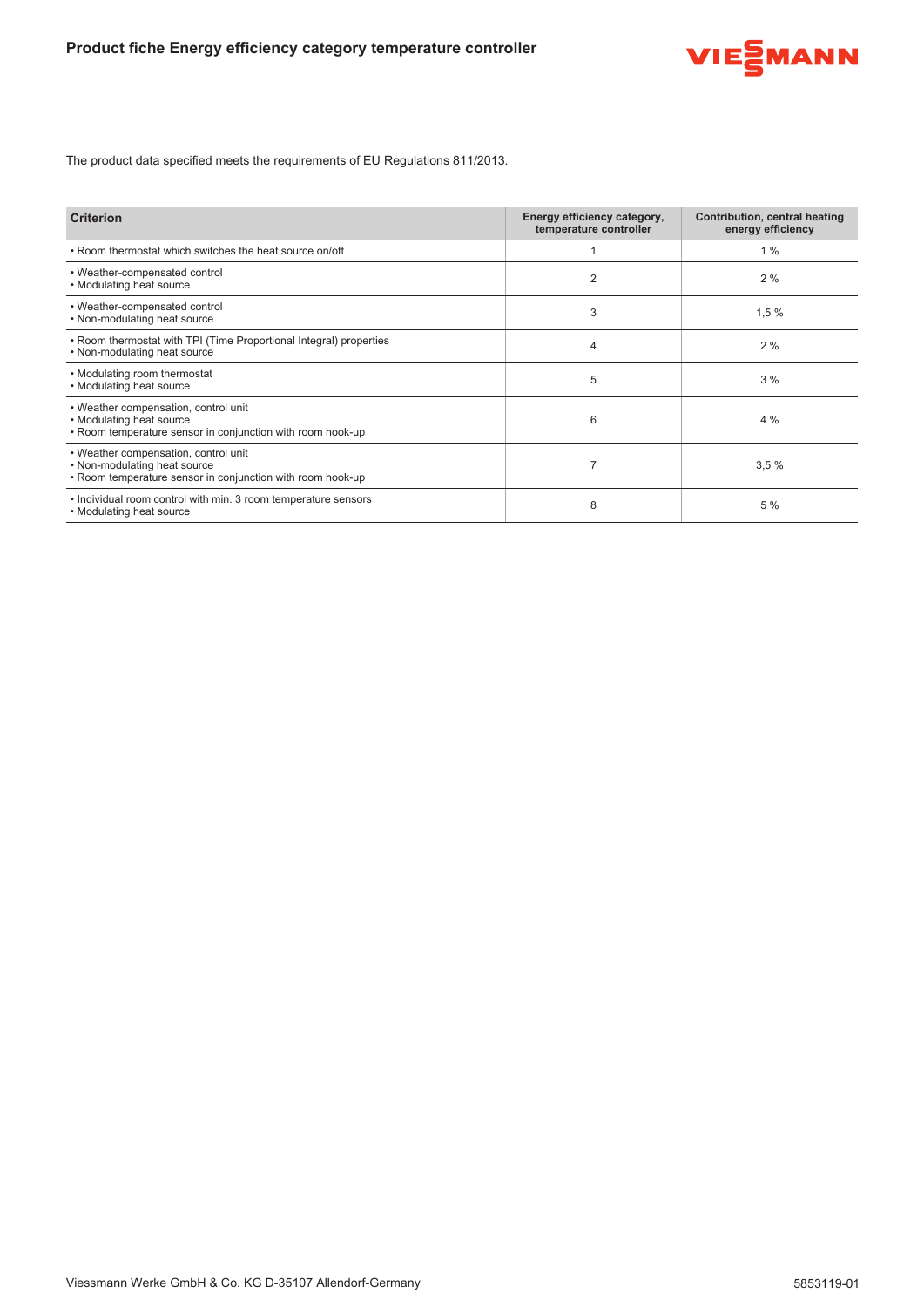# Product fiche Energy efficiency category temperature controller

The product data specified meets the requirements of EU Regulations 811/2013.

| Criterion | Energy efficiency category, temperature controller | Contribution, central heating energy efficiency |
|---|---|---|
| • Room thermostat which switches the heat source on/off | 1 | 1 % |
| • Weather-compensated control<br>• Modulating heat source | 2 | 2 % |
| • Weather-compensated control<br>• Non-modulating heat source | 3 | 1,5 % |
| • Room thermostat with TPI (Time Proportional Integral) properties<br>• Non-modulating heat source | 4 | 2 % |
| • Modulating room thermostat<br>• Modulating heat source | 5 | 3 % |
| • Weather compensation, control unit<br>• Modulating heat source<br>• Room temperature sensor in conjunction with room hook-up | 6 | 4 % |
| • Weather compensation, control unit<br>• Non-modulating heat source<br>• Room temperature sensor in conjunction with room hook-up | 7 | 3,5 % |
| • Individual room control with min. 3 room temperature sensors<br>• Modulating heat source | 8 | 5 % |

Viessmann Werke GmbH & Co. KG D-35107 Allendorf-Germany

5853119-01